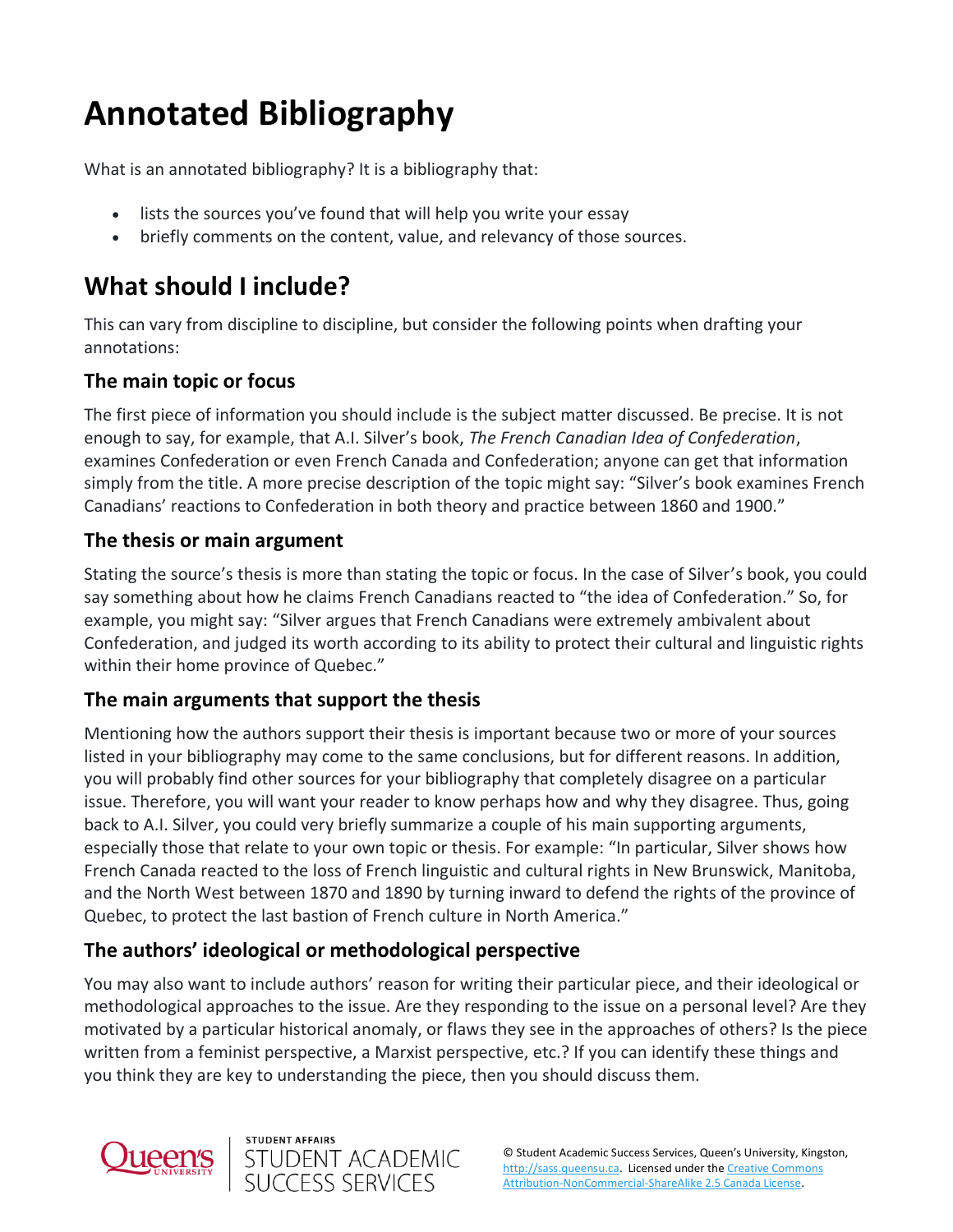# Annotated Bibliography

What is an annotated bibliography? It is a bibliography that:

- lists the sources you've found that will help you write your essay
- briefly comments on the content, value, and relevancy of those sources.

## What should I include?

This can vary from discipline to discipline, but consider the following points when drafting your annotations:

### The main topic or focus

The first piece of information you should include is the subject matter discussed. Be precise. It is not enough to say, for example, that A.I. Silver's book, *The French Canadian Idea of Confederation*, examines Confederation or even French Canada and Confederation; anyone can get that information simply from the title. A more precise description of the topic might say: "Silver's book examines French Canadians' reactions to Confederation in both theory and practice between 1860 and 1900."

### The thesis or main argument

Stating the source's thesis is more than stating the topic or focus. In the case of Silver's book, you could say something about how he claims French Canadians reacted to "the idea of Confederation." So, for example, you might say: "Silver argues that French Canadians were extremely ambivalent about Confederation, and judged its worth according to its ability to protect their cultural and linguistic rights within their home province of Quebec."

### The main arguments that support the thesis

Mentioning how the authors support their thesis is important because two or more of your sources listed in your bibliography may come to the same conclusions, but for different reasons. In addition, you will probably find other sources for your bibliography that completely disagree on a particular issue. Therefore, you will want your reader to know perhaps how and why they disagree. Thus, going back to A.I. Silver, you could very briefly summarize a couple of his main supporting arguments, especially those that relate to your own topic or thesis. For example: "In particular, Silver shows how French Canada reacted to the loss of French linguistic and cultural rights in New Brunswick, Manitoba, and the North West between 1870 and 1890 by turning inward to defend the rights of the province of Quebec, to protect the last bastion of French culture in North America."

### The authors' ideological or methodological perspective

You may also want to include authors' reason for writing their particular piece, and their ideological or methodological approaches to the issue. Are they responding to the issue on a personal level? Are they motivated by a particular historical anomaly, or flaws they see in the approaches of others? Is the piece written from a feminist perspective, a Marxist perspective, etc.? If you can identify these things and you think they are key to understanding the piece, then you should discuss them.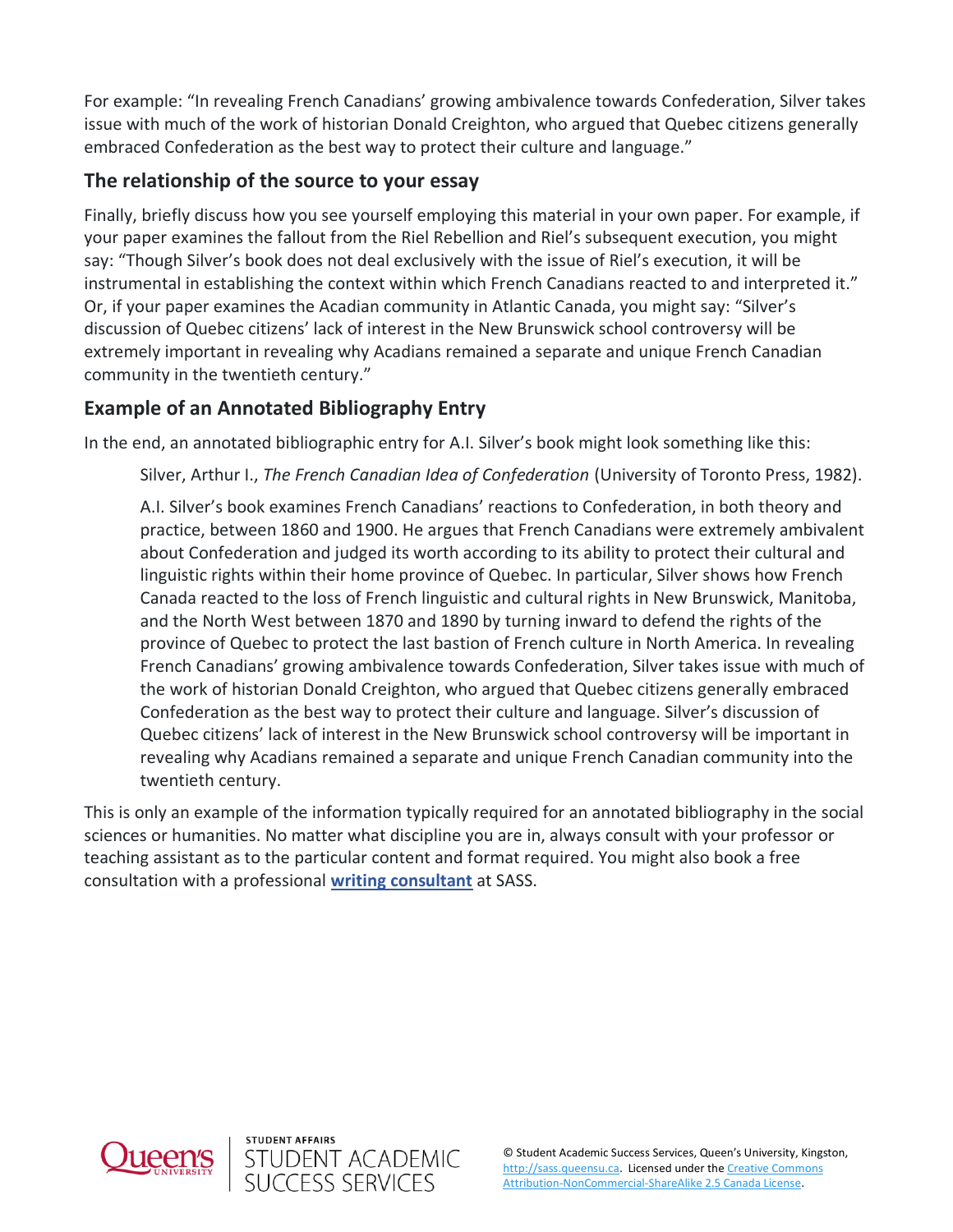For example: "In revealing French Canadians' growing ambivalence towards Confederation, Silver takes issue with much of the work of historian Donald Creighton, who argued that Quebec citizens generally embraced Confederation as the best way to protect their culture and language."

## The relationship of the source to your essay

Finally, briefly discuss how you see yourself employing this material in your own paper. For example, if your paper examines the fallout from the Riel Rebellion and Riel's subsequent execution, you might say: "Though Silver's book does not deal exclusively with the issue of Riel's execution, it will be instrumental in establishing the context within which French Canadians reacted to and interpreted it." Or, if your paper examines the Acadian community in Atlantic Canada, you might say: "Silver's discussion of Quebec citizens' lack of interest in the New Brunswick school controversy will be extremely important in revealing why Acadians remained a separate and unique French Canadian community in the twentieth century."

## Example of an Annotated Bibliography Entry

In the end, an annotated bibliographic entry for A.I. Silver's book might look something like this:

> Silver, Arthur I., *The French Canadian Idea of Confederation* (University of Toronto Press, 1982).
>
> A.I. Silver's book examines French Canadians' reactions to Confederation, in both theory and practice, between 1860 and 1900. He argues that French Canadians were extremely ambivalent about Confederation and judged its worth according to its ability to protect their cultural and linguistic rights within their home province of Quebec. In particular, Silver shows how French Canada reacted to the loss of French linguistic and cultural rights in New Brunswick, Manitoba, and the North West between 1870 and 1890 by turning inward to defend the rights of the province of Quebec to protect the last bastion of French culture in North America. In revealing French Canadians' growing ambivalence towards Confederation, Silver takes issue with much of the work of historian Donald Creighton, who argued that Quebec citizens generally embraced Confederation as the best way to protect their culture and language. Silver's discussion of Quebec citizens' lack of interest in the New Brunswick school controversy will be important in revealing why Acadians remained a separate and unique French Canadian community into the twentieth century.

This is only an example of the information typically required for an annotated bibliography in the social sciences or humanities. No matter what discipline you are in, always consult with your professor or teaching assistant as to the particular content and format required. You might also book a free consultation with a professional **writing consultant** at SASS.

© Student Academic Success Services, Queen's University, Kingston, http://sass.queensu.ca. Licensed under the Creative Commons Attribution-NonCommercial-ShareAlike 2.5 Canada License.